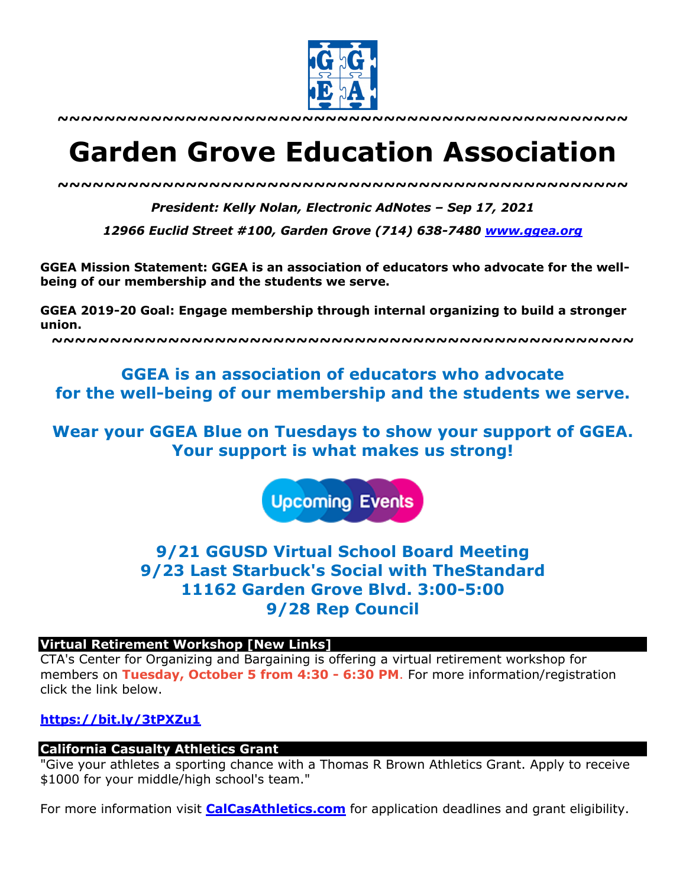~~~~~~~~~~~~~~~~~~~~~~~~~~~~~~~~~~~~~~~~~~~~~~~~~~~~~~~~~~~~~~~~~~~

# Garden Grove Education Association

~~~~~~~~~~~~~~~~~~~~~~~~~~~~~~~~~~~~~~~~~~~~~~~~~~~~~~~~~~~~~~~~~~~

***President: Kelly Nolan, Electronic AdNotes – Sep 17, 2021***

***12966 Euclid Street #100, Garden Grove (714) 638-7480 [www.ggea.org](http://www.ggea.org)***

**GGEA Mission Statement: GGEA is an association of educators who advocate for the well-being of our membership and the students we serve.**

**GGEA 2019-20 Goal: Engage membership through internal organizing to build a stronger union.**

~~~~~~~~~~~~~~~~~~~~~~~~~~~~~~~~~~~~~~~~~~~~~~~~~~~~~~~~~~~~~~~~~~~

## GGEA is an association of educators who advocate for the well-being of our membership and the students we serve.

## Wear your GGEA Blue on Tuesdays to show your support of GGEA. Your support is what makes us strong!

Upcoming Events

**9/21 GGUSD Virtual School Board Meeting**
**9/23 Last Starbuck's Social with TheStandard**
**11162 Garden Grove Blvd. 3:00-5:00**
**9/28 Rep Council**

### Virtual Retirement Workshop [New Links]

CTA's Center for Organizing and Bargaining is offering a virtual retirement workshop for members on **Tuesday, October 5 from 4:30 - 6:30 PM**. For more information/registration click the link below.

**https://bit.ly/3tPXZu1**

### California Casualty Athletics Grant

"Give your athletes a sporting chance with a Thomas R Brown Athletics Grant. Apply to receive $1000 for your middle/high school's team."

For more information visit **CalCasAthletics.com** for application deadlines and grant eligibility.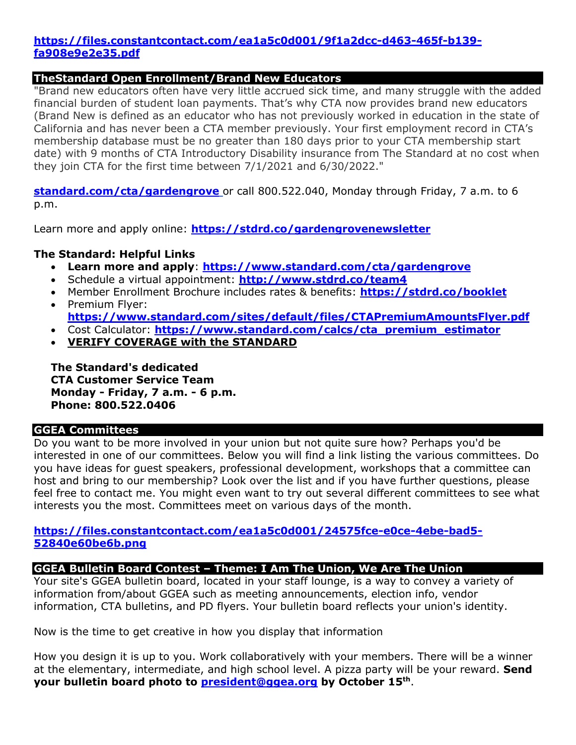**https://files.constantcontact.com/ea1a5c0d001/9f1a2dcc-d463-465f-b139-fa908e9e2e35.pdf**

## TheStandard Open Enrollment/Brand New Educators

"Brand new educators often have very little accrued sick time, and many struggle with the added financial burden of student loan payments. That's why CTA now provides brand new educators (Brand New is defined as an educator who has not previously worked in education in the state of California and has never been a CTA member previously. Your first employment record in CTA's membership database must be no greater than 180 days prior to your CTA membership start date) with 9 months of CTA Introductory Disability insurance from The Standard at no cost when they join CTA for the first time between 7/1/2021 and 6/30/2022."

**standard.com/cta/gardengrove** or call 800.522.040, Monday through Friday, 7 a.m. to 6 p.m.

Learn more and apply online: **https://stdrd.co/gardengrovenewsletter**

**The Standard: Helpful Links**

- **Learn more and apply**: **https://www.standard.com/cta/gardengrove**
- Schedule a virtual appointment: **http://www.stdrd.co/team4**
- Member Enrollment Brochure includes rates & benefits: **https://stdrd.co/booklet**
- Premium Flyer: **https://www.standard.com/sites/default/files/CTAPremiumAmountsFlyer.pdf**
- Cost Calculator: **https://www.standard.com/calcs/cta_premium_estimator**
- **VERIFY COVERAGE with the STANDARD**

**The Standard's dedicated**
**CTA Customer Service Team**
**Monday - Friday, 7 a.m. - 6 p.m.**
**Phone: 800.522.0406**

## GGEA Committees

Do you want to be more involved in your union but not quite sure how? Perhaps you'd be interested in one of our committees. Below you will find a link listing the various committees. Do you have ideas for guest speakers, professional development, workshops that a committee can host and bring to our membership? Look over the list and if you have further questions, please feel free to contact me. You might even want to try out several different committees to see what interests you the most. Committees meet on various days of the month.

**https://files.constantcontact.com/ea1a5c0d001/24575fce-e0ce-4ebe-bad5-52840e60be6b.png**

## GGEA Bulletin Board Contest – Theme: I Am The Union, We Are The Union

Your site's GGEA bulletin board, located in your staff lounge, is a way to convey a variety of information from/about GGEA such as meeting announcements, election info, vendor information, CTA bulletins, and PD flyers. Your bulletin board reflects your union's identity.

Now is the time to get creative in how you display that information

How you design it is up to you. Work collaboratively with your members. There will be a winner at the elementary, intermediate, and high school level. A pizza party will be your reward. **Send your bulletin board photo to president@ggea.org by October 15th**.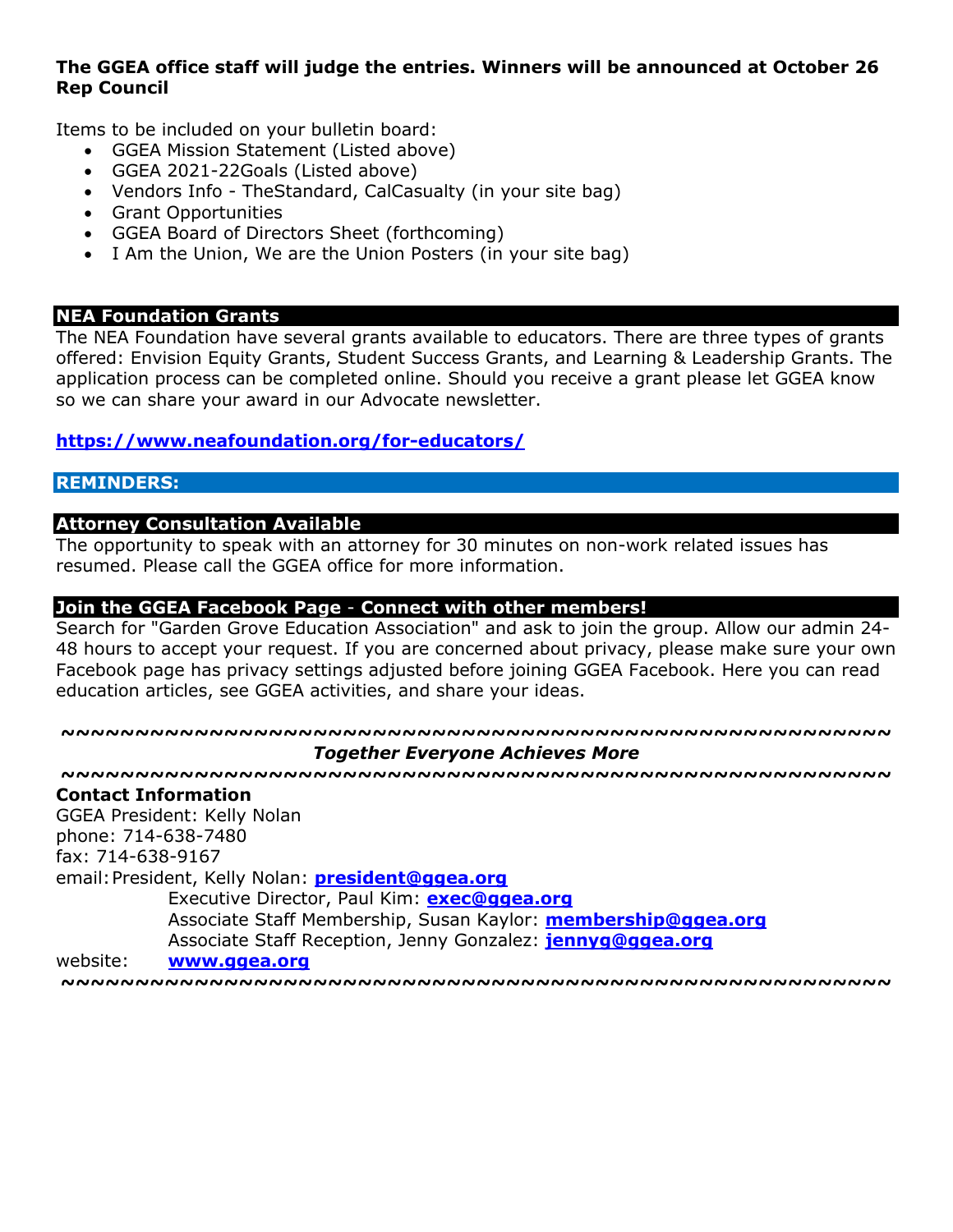**The GGEA office staff will judge the entries. Winners will be announced at October 26 Rep Council**

Items to be included on your bulletin board:

- GGEA Mission Statement (Listed above)
- GGEA 2021-22Goals (Listed above)
- Vendors Info - TheStandard, CalCasualty (in your site bag)
- Grant Opportunities
- GGEA Board of Directors Sheet (forthcoming)
- I Am the Union, We are the Union Posters (in your site bag)

## NEA Foundation Grants

The NEA Foundation have several grants available to educators. There are three types of grants offered: Envision Equity Grants, Student Success Grants, and Learning & Leadership Grants. The application process can be completed online. Should you receive a grant please let GGEA know so we can share your award in our Advocate newsletter.

**https://www.neafoundation.org/for-educators/**

## REMINDERS:

### Attorney Consultation Available

The opportunity to speak with an attorney for 30 minutes on non-work related issues has resumed. Please call the GGEA office for more information.

### Join the GGEA Facebook Page - Connect with other members!

Search for "Garden Grove Education Association" and ask to join the group. Allow our admin 24-48 hours to accept your request. If you are concerned about privacy, please make sure your own Facebook page has privacy settings adjusted before joining GGEA Facebook. Here you can read education articles, see GGEA activities, and share your ideas.

**~~~~~~~~~~~~~~~~~~~~~~~~~~~~~~~~~~~~~~~~~~~~~~~~~~~~~~~~~~~~**

***Together Everyone Achieves More***

**~~~~~~~~~~~~~~~~~~~~~~~~~~~~~~~~~~~~~~~~~~~~~~~~~~~~~~~~~~~~**

**Contact Information**

GGEA President: Kelly Nolan
phone: 714-638-7480
fax: 714-638-9167
email: President, Kelly Nolan: **president@ggea.org**
Executive Director, Paul Kim: **exec@ggea.org**
Associate Staff Membership, Susan Kaylor: **membership@ggea.org**
Associate Staff Reception, Jenny Gonzalez: **jennyg@ggea.org**
website: **www.ggea.org**

**~~~~~~~~~~~~~~~~~~~~~~~~~~~~~~~~~~~~~~~~~~~~~~~~~~~~~~~~~~~~**